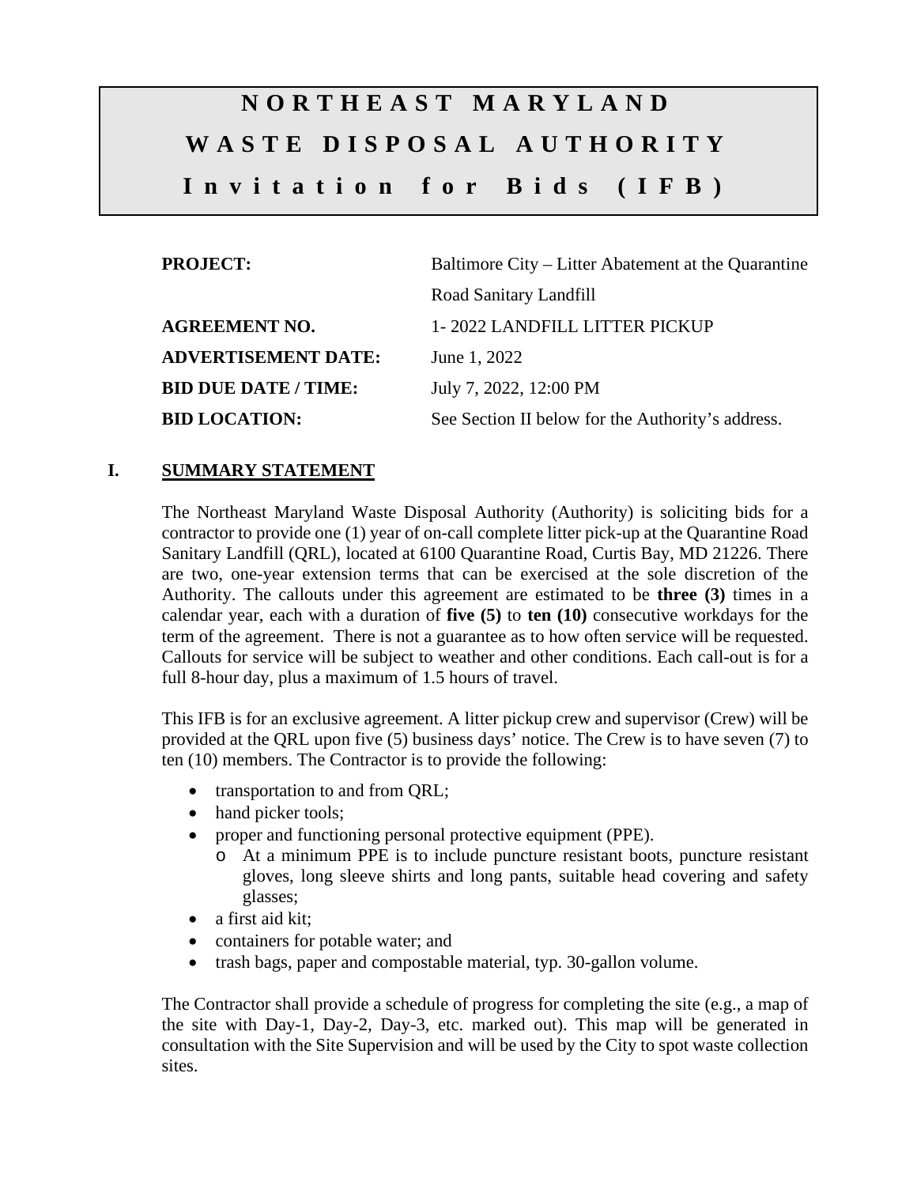# NORTHEAST MARYLAND WASTE DISPOSAL AUTHORITY

## Invitation for Bids (IFB)

| | |
|---|---|
| **PROJECT:** | Baltimore City – Litter Abatement at the Quarantine Road Sanitary Landfill |
| **AGREEMENT NO.** | 1- 2022 LANDFILL LITTER PICKUP |
| **ADVERTISEMENT DATE:** | June 1, 2022 |
| **BID DUE DATE / TIME:** | July 7, 2022, 12:00 PM |
| **BID LOCATION:** | See Section II below for the Authority's address. |

## I. SUMMARY STATEMENT

The Northeast Maryland Waste Disposal Authority (Authority) is soliciting bids for a contractor to provide one (1) year of on-call complete litter pick-up at the Quarantine Road Sanitary Landfill (QRL), located at 6100 Quarantine Road, Curtis Bay, MD 21226. There are two, one-year extension terms that can be exercised at the sole discretion of the Authority. The callouts under this agreement are estimated to be **three (3)** times in a calendar year, each with a duration of **five (5)** to **ten (10)** consecutive workdays for the term of the agreement. There is not a guarantee as to how often service will be requested. Callouts for service will be subject to weather and other conditions. Each call-out is for a full 8-hour day, plus a maximum of 1.5 hours of travel.

This IFB is for an exclusive agreement. A litter pickup crew and supervisor (Crew) will be provided at the QRL upon five (5) business days' notice. The Crew is to have seven (7) to ten (10) members. The Contractor is to provide the following:

- transportation to and from QRL;
- hand picker tools;
- proper and functioning personal protective equipment (PPE).
  - At a minimum PPE is to include puncture resistant boots, puncture resistant gloves, long sleeve shirts and long pants, suitable head covering and safety glasses;
- a first aid kit;
- containers for potable water; and
- trash bags, paper and compostable material, typ. 30-gallon volume.

The Contractor shall provide a schedule of progress for completing the site (e.g., a map of the site with Day-1, Day-2, Day-3, etc. marked out). This map will be generated in consultation with the Site Supervision and will be used by the City to spot waste collection sites.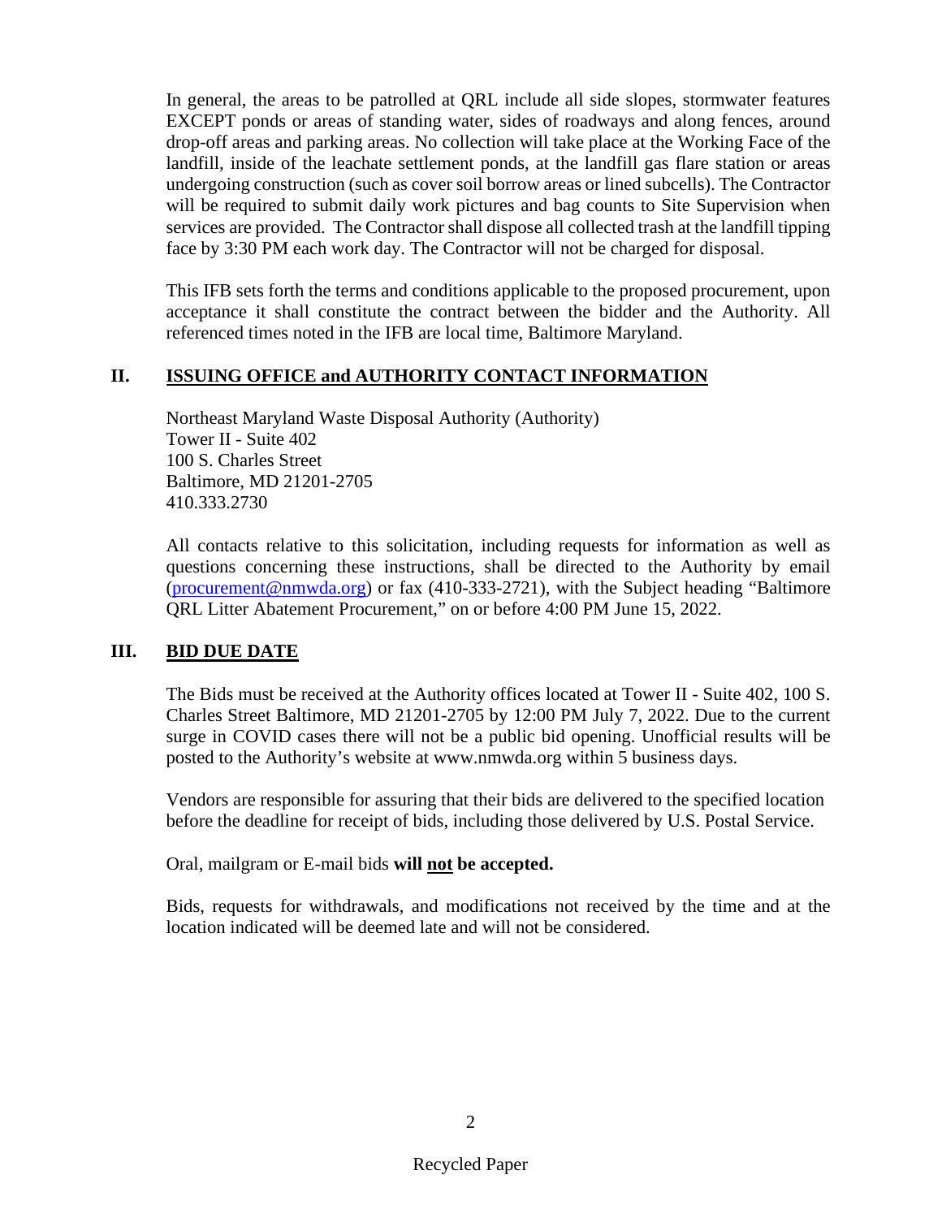In general, the areas to be patrolled at QRL include all side slopes, stormwater features EXCEPT ponds or areas of standing water, sides of roadways and along fences, around drop-off areas and parking areas. No collection will take place at the Working Face of the landfill, inside of the leachate settlement ponds, at the landfill gas flare station or areas undergoing construction (such as cover soil borrow areas or lined subcells). The Contractor will be required to submit daily work pictures and bag counts to Site Supervision when services are provided. The Contractor shall dispose all collected trash at the landfill tipping face by 3:30 PM each work day. The Contractor will not be charged for disposal.

This IFB sets forth the terms and conditions applicable to the proposed procurement, upon acceptance it shall constitute the contract between the bidder and the Authority. All referenced times noted in the IFB are local time, Baltimore Maryland.

## II. ISSUING OFFICE and AUTHORITY CONTACT INFORMATION

Northeast Maryland Waste Disposal Authority (Authority)
Tower II - Suite 402
100 S. Charles Street
Baltimore, MD 21201-2705
410.333.2730

All contacts relative to this solicitation, including requests for information as well as questions concerning these instructions, shall be directed to the Authority by email (procurement@nmwda.org) or fax (410-333-2721), with the Subject heading "Baltimore QRL Litter Abatement Procurement," on or before 4:00 PM June 15, 2022.

## III. BID DUE DATE

The Bids must be received at the Authority offices located at Tower II - Suite 402, 100 S. Charles Street Baltimore, MD 21201-2705 by 12:00 PM July 7, 2022. Due to the current surge in COVID cases there will not be a public bid opening. Unofficial results will be posted to the Authority's website at www.nmwda.org within 5 business days.

Vendors are responsible for assuring that their bids are delivered to the specified location before the deadline for receipt of bids, including those delivered by U.S. Postal Service.

Oral, mailgram or E-mail bids **will not be accepted.**

Bids, requests for withdrawals, and modifications not received by the time and at the location indicated will be deemed late and will not be considered.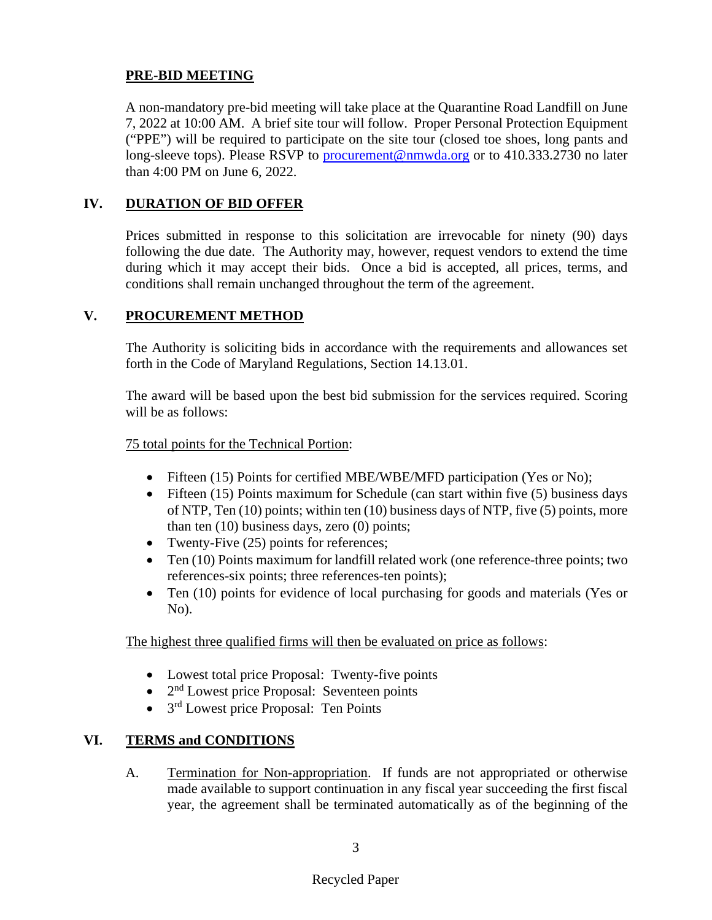**PRE-BID MEETING**

A non-mandatory pre-bid meeting will take place at the Quarantine Road Landfill on June 7, 2022 at 10:00 AM. A brief site tour will follow. Proper Personal Protection Equipment ("PPE") will be required to participate on the site tour (closed toe shoes, long pants and long-sleeve tops). Please RSVP to procurement@nmwda.org or to 410.333.2730 no later than 4:00 PM on June 6, 2022.

## IV. DURATION OF BID OFFER

Prices submitted in response to this solicitation are irrevocable for ninety (90) days following the due date. The Authority may, however, request vendors to extend the time during which it may accept their bids. Once a bid is accepted, all prices, terms, and conditions shall remain unchanged throughout the term of the agreement.

## V. PROCUREMENT METHOD

The Authority is soliciting bids in accordance with the requirements and allowances set forth in the Code of Maryland Regulations, Section 14.13.01.

The award will be based upon the best bid submission for the services required. Scoring will be as follows:

75 total points for the Technical Portion:

- Fifteen (15) Points for certified MBE/WBE/MFD participation (Yes or No);
- Fifteen (15) Points maximum for Schedule (can start within five (5) business days of NTP, Ten (10) points; within ten (10) business days of NTP, five (5) points, more than ten (10) business days, zero (0) points;
- Twenty-Five (25) points for references;
- Ten (10) Points maximum for landfill related work (one reference-three points; two references-six points; three references-ten points);
- Ten (10) points for evidence of local purchasing for goods and materials (Yes or No).

The highest three qualified firms will then be evaluated on price as follows:

- Lowest total price Proposal: Twenty-five points
- 2nd Lowest price Proposal: Seventeen points
- 3rd Lowest price Proposal: Ten Points

## VI. TERMS and CONDITIONS

A. Termination for Non-appropriation. If funds are not appropriated or otherwise made available to support continuation in any fiscal year succeeding the first fiscal year, the agreement shall be terminated automatically as of the beginning of the

Recycled Paper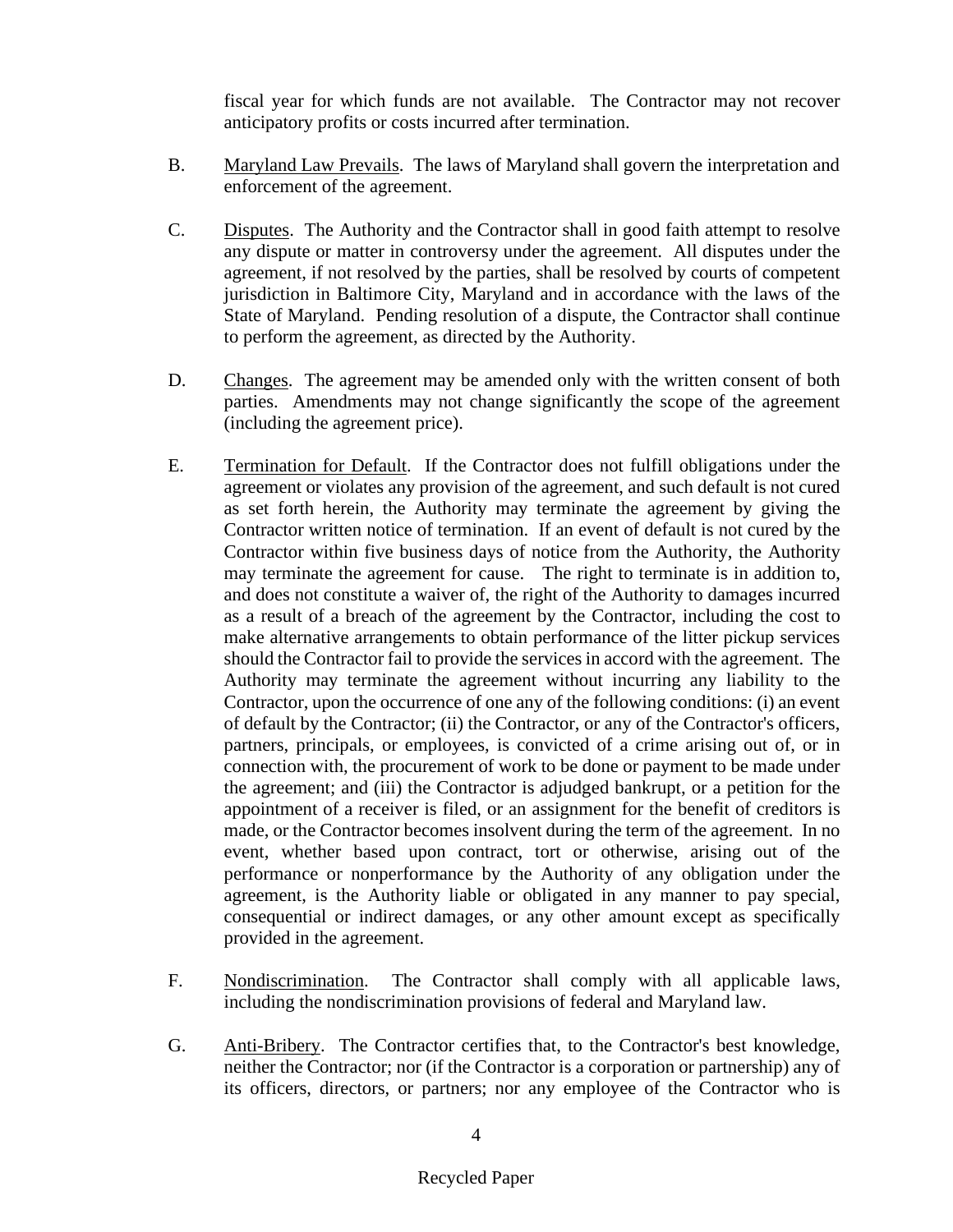fiscal year for which funds are not available. The Contractor may not recover anticipatory profits or costs incurred after termination.

B. Maryland Law Prevails. The laws of Maryland shall govern the interpretation and enforcement of the agreement.

C. Disputes. The Authority and the Contractor shall in good faith attempt to resolve any dispute or matter in controversy under the agreement. All disputes under the agreement, if not resolved by the parties, shall be resolved by courts of competent jurisdiction in Baltimore City, Maryland and in accordance with the laws of the State of Maryland. Pending resolution of a dispute, the Contractor shall continue to perform the agreement, as directed by the Authority.

D. Changes. The agreement may be amended only with the written consent of both parties. Amendments may not change significantly the scope of the agreement (including the agreement price).

E. Termination for Default. If the Contractor does not fulfill obligations under the agreement or violates any provision of the agreement, and such default is not cured as set forth herein, the Authority may terminate the agreement by giving the Contractor written notice of termination. If an event of default is not cured by the Contractor within five business days of notice from the Authority, the Authority may terminate the agreement for cause. The right to terminate is in addition to, and does not constitute a waiver of, the right of the Authority to damages incurred as a result of a breach of the agreement by the Contractor, including the cost to make alternative arrangements to obtain performance of the litter pickup services should the Contractor fail to provide the services in accord with the agreement. The Authority may terminate the agreement without incurring any liability to the Contractor, upon the occurrence of one any of the following conditions: (i) an event of default by the Contractor; (ii) the Contractor, or any of the Contractor's officers, partners, principals, or employees, is convicted of a crime arising out of, or in connection with, the procurement of work to be done or payment to be made under the agreement; and (iii) the Contractor is adjudged bankrupt, or a petition for the appointment of a receiver is filed, or an assignment for the benefit of creditors is made, or the Contractor becomes insolvent during the term of the agreement. In no event, whether based upon contract, tort or otherwise, arising out of the performance or nonperformance by the Authority of any obligation under the agreement, is the Authority liable or obligated in any manner to pay special, consequential or indirect damages, or any other amount except as specifically provided in the agreement.

F. Nondiscrimination. The Contractor shall comply with all applicable laws, including the nondiscrimination provisions of federal and Maryland law.

G. Anti-Bribery. The Contractor certifies that, to the Contractor's best knowledge, neither the Contractor; nor (if the Contractor is a corporation or partnership) any of its officers, directors, or partners; nor any employee of the Contractor who is

Recycled Paper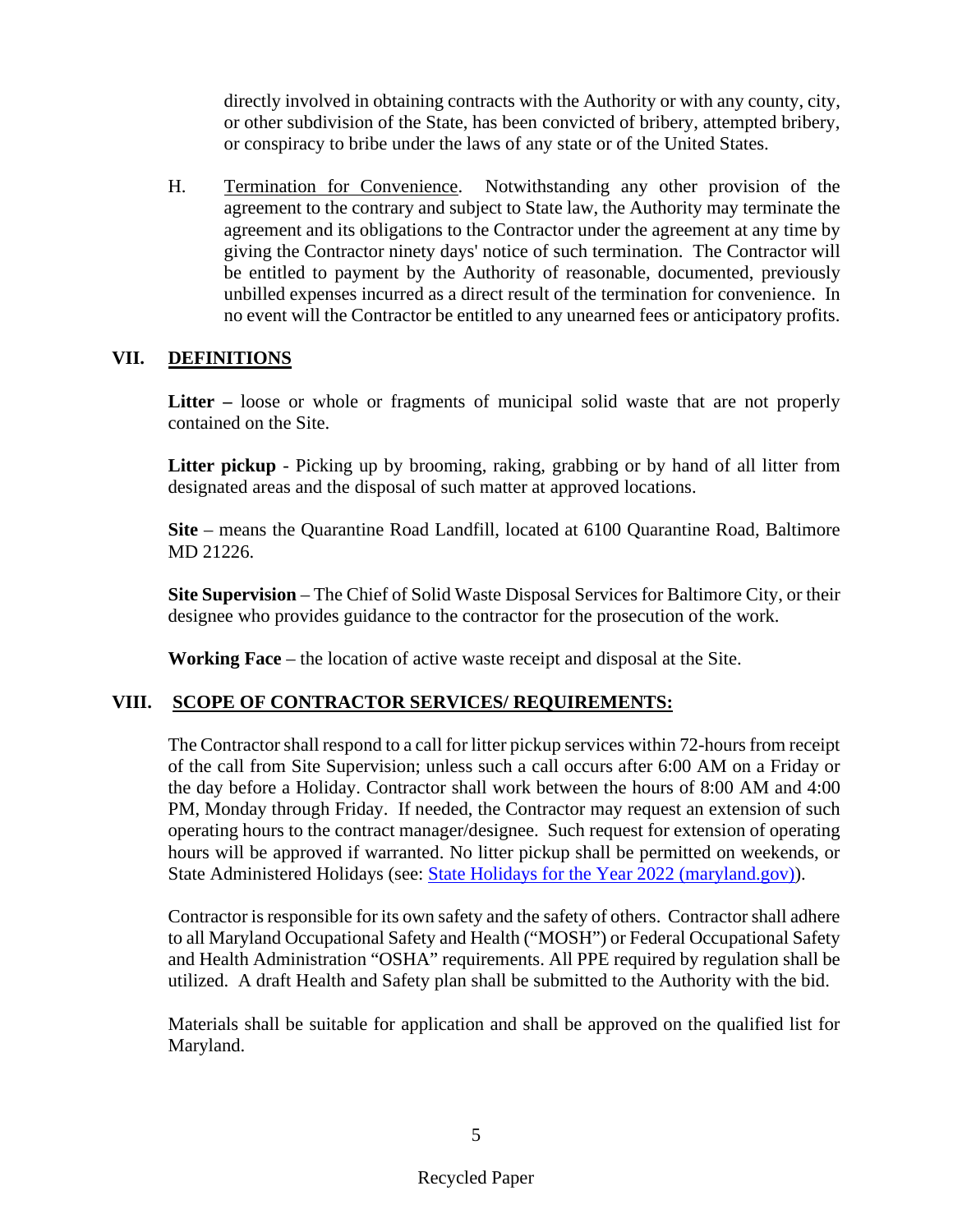directly involved in obtaining contracts with the Authority or with any county, city, or other subdivision of the State, has been convicted of bribery, attempted bribery, or conspiracy to bribe under the laws of any state or of the United States.

H. Termination for Convenience. Notwithstanding any other provision of the agreement to the contrary and subject to State law, the Authority may terminate the agreement and its obligations to the Contractor under the agreement at any time by giving the Contractor ninety days' notice of such termination. The Contractor will be entitled to payment by the Authority of reasonable, documented, previously unbilled expenses incurred as a direct result of the termination for convenience. In no event will the Contractor be entitled to any unearned fees or anticipatory profits.

## VII. DEFINITIONS

**Litter –** loose or whole or fragments of municipal solid waste that are not properly contained on the Site.

**Litter pickup** - Picking up by brooming, raking, grabbing or by hand of all litter from designated areas and the disposal of such matter at approved locations.

**Site** – means the Quarantine Road Landfill, located at 6100 Quarantine Road, Baltimore MD 21226.

**Site Supervision** – The Chief of Solid Waste Disposal Services for Baltimore City, or their designee who provides guidance to the contractor for the prosecution of the work.

**Working Face** – the location of active waste receipt and disposal at the Site.

## VIII. SCOPE OF CONTRACTOR SERVICES/ REQUIREMENTS:

The Contractor shall respond to a call for litter pickup services within 72-hours from receipt of the call from Site Supervision; unless such a call occurs after 6:00 AM on a Friday or the day before a Holiday. Contractor shall work between the hours of 8:00 AM and 4:00 PM, Monday through Friday. If needed, the Contractor may request an extension of such operating hours to the contract manager/designee. Such request for extension of operating hours will be approved if warranted. No litter pickup shall be permitted on weekends, or State Administered Holidays (see: [State Holidays for the Year 2022 (maryland.gov)](State Holidays for the Year 2022 (maryland.gov))).

Contractor is responsible for its own safety and the safety of others. Contractor shall adhere to all Maryland Occupational Safety and Health ("MOSH") or Federal Occupational Safety and Health Administration "OSHA" requirements. All PPE required by regulation shall be utilized. A draft Health and Safety plan shall be submitted to the Authority with the bid.

Materials shall be suitable for application and shall be approved on the qualified list for Maryland.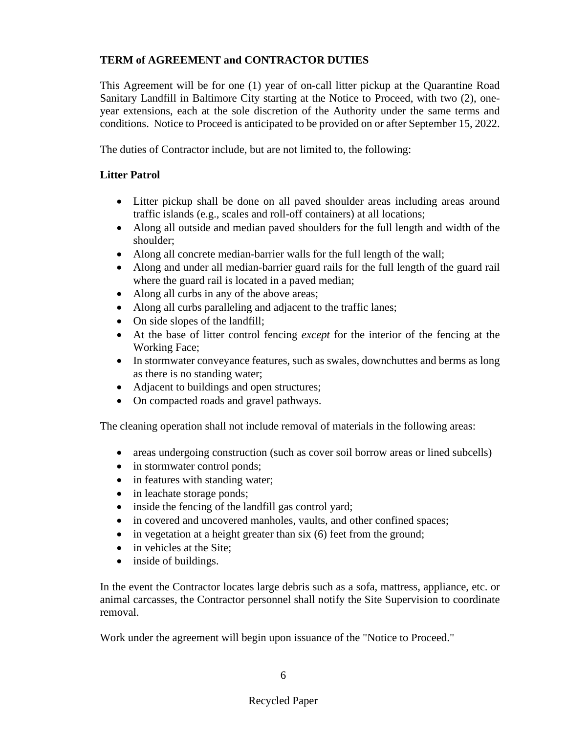**TERM of AGREEMENT and CONTRACTOR DUTIES**

This Agreement will be for one (1) year of on-call litter pickup at the Quarantine Road Sanitary Landfill in Baltimore City starting at the Notice to Proceed, with two (2), one-year extensions, each at the sole discretion of the Authority under the same terms and conditions. Notice to Proceed is anticipated to be provided on or after September 15, 2022.

The duties of Contractor include, but are not limited to, the following:

**Litter Patrol**

- Litter pickup shall be done on all paved shoulder areas including areas around traffic islands (e.g., scales and roll-off containers) at all locations;
- Along all outside and median paved shoulders for the full length and width of the shoulder;
- Along all concrete median-barrier walls for the full length of the wall;
- Along and under all median-barrier guard rails for the full length of the guard rail where the guard rail is located in a paved median;
- Along all curbs in any of the above areas;
- Along all curbs paralleling and adjacent to the traffic lanes;
- On side slopes of the landfill;
- At the base of litter control fencing *except* for the interior of the fencing at the Working Face;
- In stormwater conveyance features, such as swales, downchuttes and berms as long as there is no standing water;
- Adjacent to buildings and open structures;
- On compacted roads and gravel pathways.

The cleaning operation shall not include removal of materials in the following areas:

- areas undergoing construction (such as cover soil borrow areas or lined subcells)
- in stormwater control ponds;
- in features with standing water;
- in leachate storage ponds;
- inside the fencing of the landfill gas control yard;
- in covered and uncovered manholes, vaults, and other confined spaces;
- in vegetation at a height greater than six (6) feet from the ground;
- in vehicles at the Site;
- inside of buildings.

In the event the Contractor locates large debris such as a sofa, mattress, appliance, etc. or animal carcasses, the Contractor personnel shall notify the Site Supervision to coordinate removal.

Work under the agreement will begin upon issuance of the "Notice to Proceed."

Recycled Paper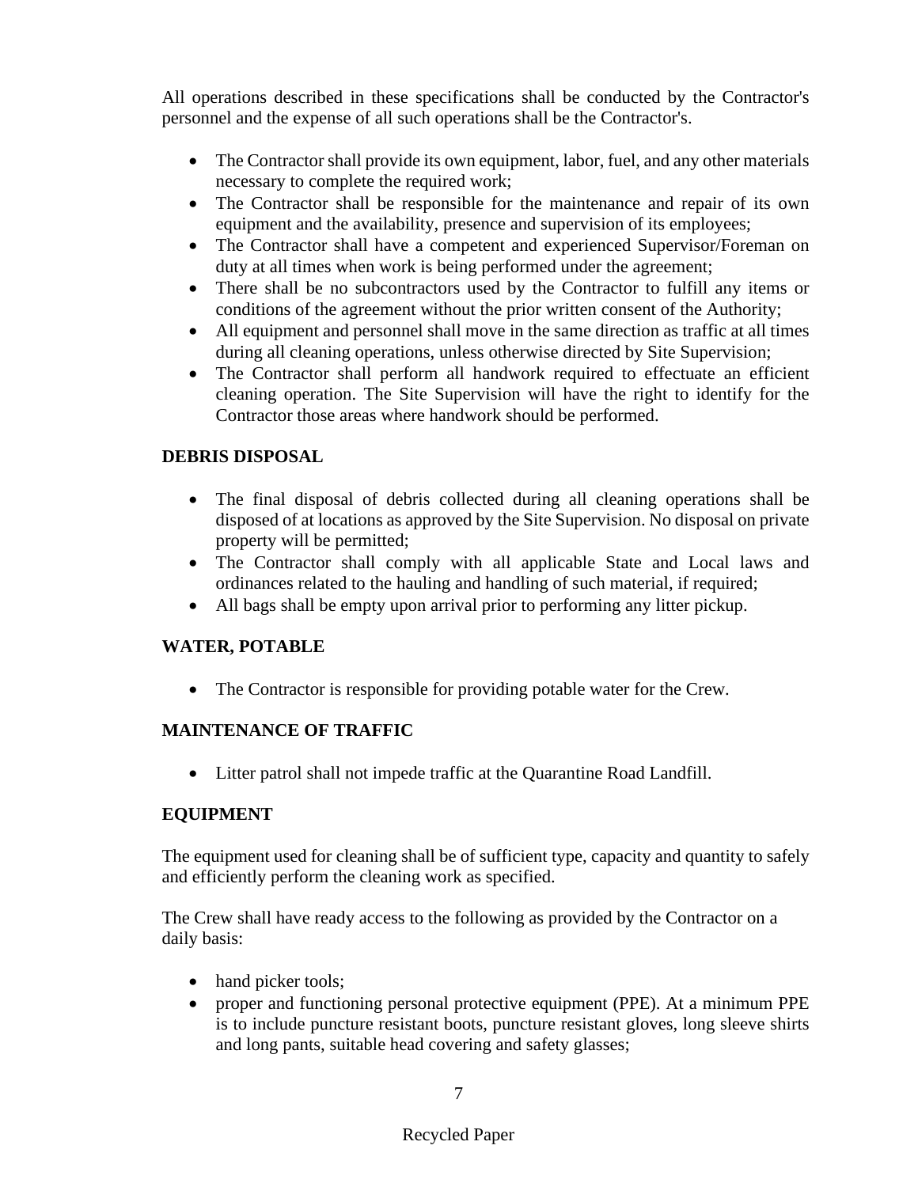All operations described in these specifications shall be conducted by the Contractor's personnel and the expense of all such operations shall be the Contractor's.

- The Contractor shall provide its own equipment, labor, fuel, and any other materials necessary to complete the required work;
- The Contractor shall be responsible for the maintenance and repair of its own equipment and the availability, presence and supervision of its employees;
- The Contractor shall have a competent and experienced Supervisor/Foreman on duty at all times when work is being performed under the agreement;
- There shall be no subcontractors used by the Contractor to fulfill any items or conditions of the agreement without the prior written consent of the Authority;
- All equipment and personnel shall move in the same direction as traffic at all times during all cleaning operations, unless otherwise directed by Site Supervision;
- The Contractor shall perform all handwork required to effectuate an efficient cleaning operation. The Site Supervision will have the right to identify for the Contractor those areas where handwork should be performed.

**DEBRIS DISPOSAL**

- The final disposal of debris collected during all cleaning operations shall be disposed of at locations as approved by the Site Supervision. No disposal on private property will be permitted;
- The Contractor shall comply with all applicable State and Local laws and ordinances related to the hauling and handling of such material, if required;
- All bags shall be empty upon arrival prior to performing any litter pickup.

**WATER, POTABLE**

- The Contractor is responsible for providing potable water for the Crew.

**MAINTENANCE OF TRAFFIC**

- Litter patrol shall not impede traffic at the Quarantine Road Landfill.

**EQUIPMENT**

The equipment used for cleaning shall be of sufficient type, capacity and quantity to safely and efficiently perform the cleaning work as specified.

The Crew shall have ready access to the following as provided by the Contractor on a daily basis:

- hand picker tools;
- proper and functioning personal protective equipment (PPE). At a minimum PPE is to include puncture resistant boots, puncture resistant gloves, long sleeve shirts and long pants, suitable head covering and safety glasses;

Recycled Paper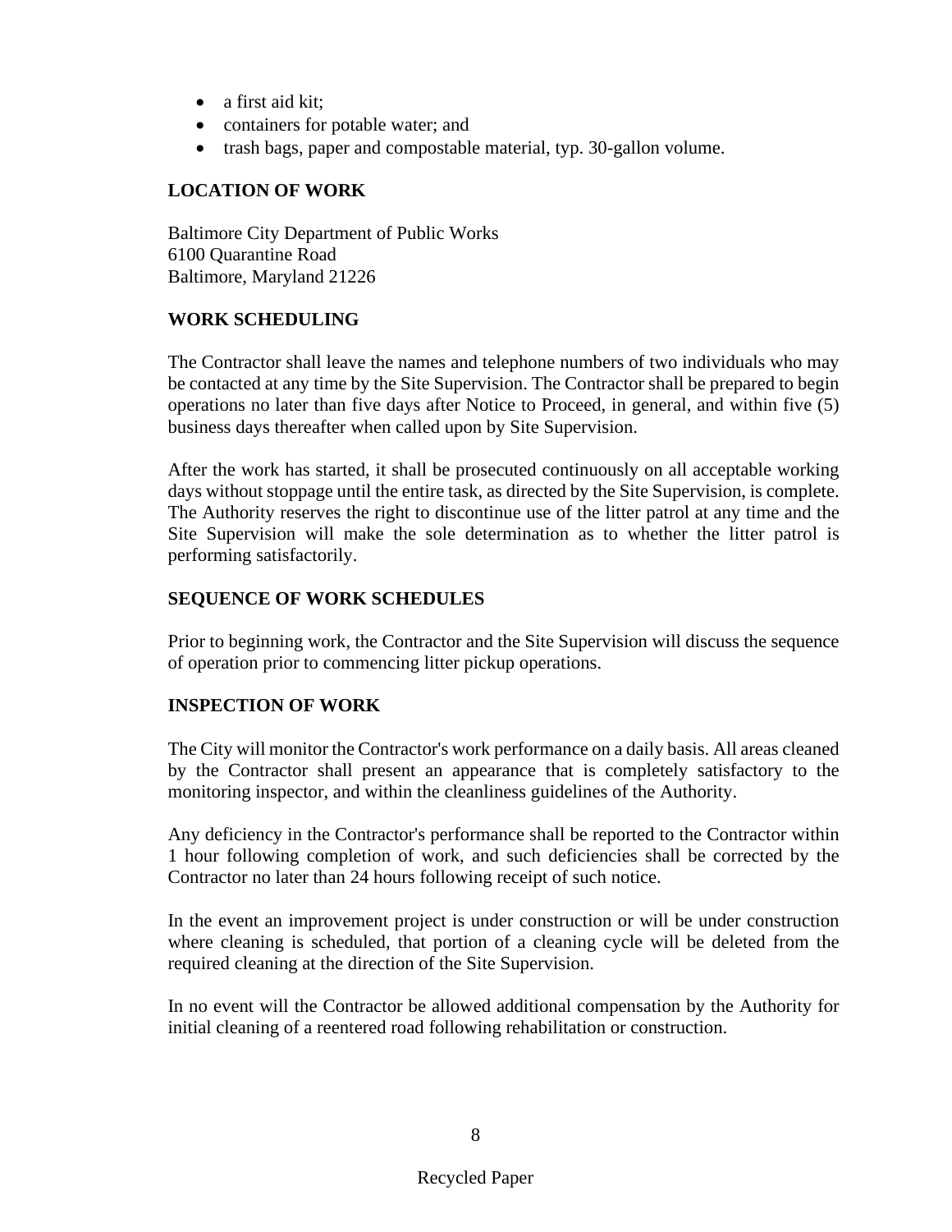- a first aid kit;
- containers for potable water; and
- trash bags, paper and compostable material, typ. 30-gallon volume.

**LOCATION OF WORK**

Baltimore City Department of Public Works
6100 Quarantine Road
Baltimore, Maryland 21226

**WORK SCHEDULING**

The Contractor shall leave the names and telephone numbers of two individuals who may be contacted at any time by the Site Supervision. The Contractor shall be prepared to begin operations no later than five days after Notice to Proceed, in general, and within five (5) business days thereafter when called upon by Site Supervision.

After the work has started, it shall be prosecuted continuously on all acceptable working days without stoppage until the entire task, as directed by the Site Supervision, is complete. The Authority reserves the right to discontinue use of the litter patrol at any time and the Site Supervision will make the sole determination as to whether the litter patrol is performing satisfactorily.

**SEQUENCE OF WORK SCHEDULES**

Prior to beginning work, the Contractor and the Site Supervision will discuss the sequence of operation prior to commencing litter pickup operations.

**INSPECTION OF WORK**

The City will monitor the Contractor's work performance on a daily basis. All areas cleaned by the Contractor shall present an appearance that is completely satisfactory to the monitoring inspector, and within the cleanliness guidelines of the Authority.

Any deficiency in the Contractor's performance shall be reported to the Contractor within 1 hour following completion of work, and such deficiencies shall be corrected by the Contractor no later than 24 hours following receipt of such notice.

In the event an improvement project is under construction or will be under construction where cleaning is scheduled, that portion of a cleaning cycle will be deleted from the required cleaning at the direction of the Site Supervision.

In no event will the Contractor be allowed additional compensation by the Authority for initial cleaning of a reentered road following rehabilitation or construction.

Recycled Paper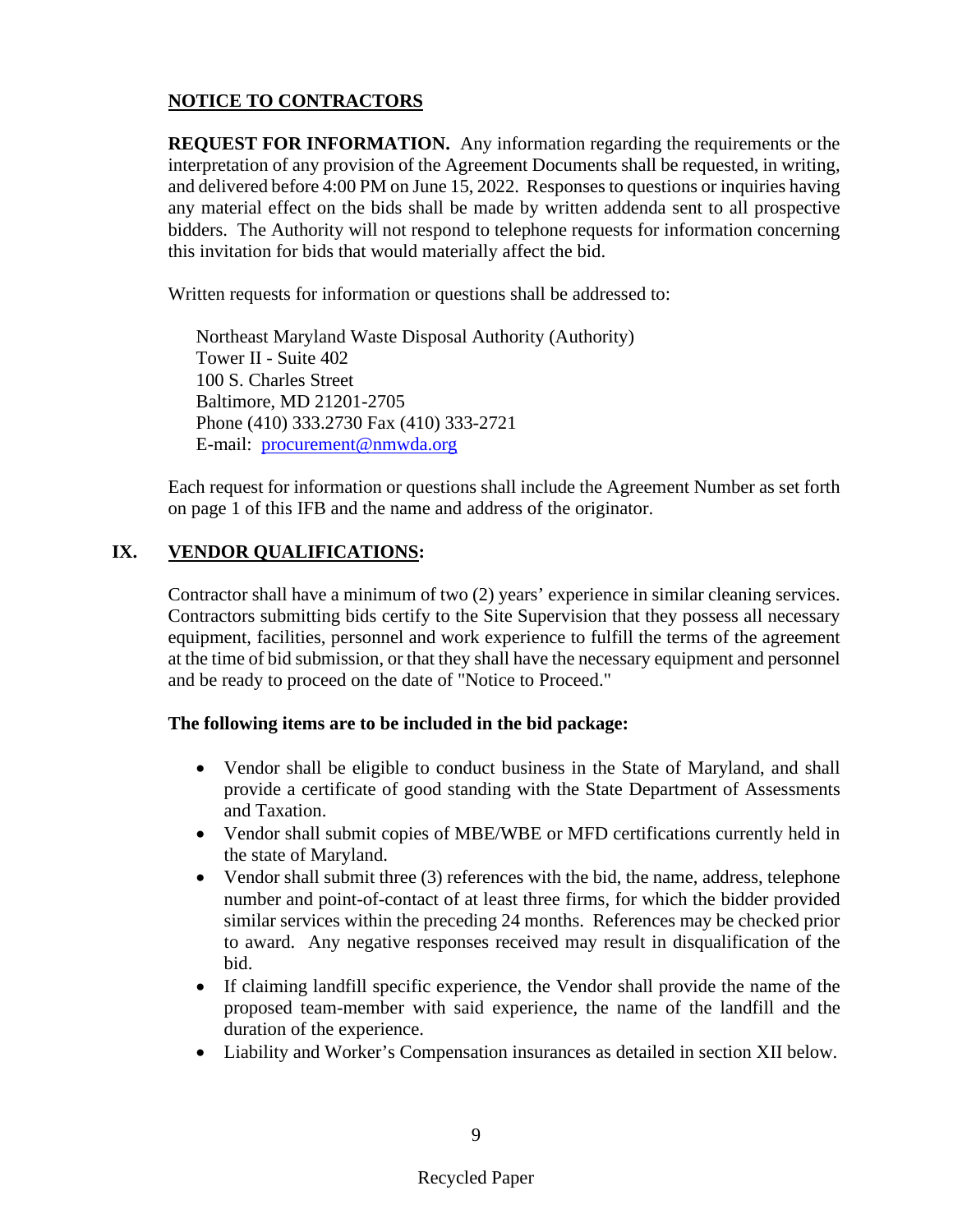## NOTICE TO CONTRACTORS

**REQUEST FOR INFORMATION.** Any information regarding the requirements or the interpretation of any provision of the Agreement Documents shall be requested, in writing, and delivered before 4:00 PM on June 15, 2022. Responses to questions or inquiries having any material effect on the bids shall be made by written addenda sent to all prospective bidders. The Authority will not respond to telephone requests for information concerning this invitation for bids that would materially affect the bid.

Written requests for information or questions shall be addressed to:

Northeast Maryland Waste Disposal Authority (Authority)
Tower II - Suite 402
100 S. Charles Street
Baltimore, MD 21201-2705
Phone (410) 333.2730 Fax (410) 333-2721
E-mail: procurement@nmwda.org

Each request for information or questions shall include the Agreement Number as set forth on page 1 of this IFB and the name and address of the originator.

## IX. VENDOR QUALIFICATIONS:

Contractor shall have a minimum of two (2) years' experience in similar cleaning services. Contractors submitting bids certify to the Site Supervision that they possess all necessary equipment, facilities, personnel and work experience to fulfill the terms of the agreement at the time of bid submission, or that they shall have the necessary equipment and personnel and be ready to proceed on the date of "Notice to Proceed."

**The following items are to be included in the bid package:**

- Vendor shall be eligible to conduct business in the State of Maryland, and shall provide a certificate of good standing with the State Department of Assessments and Taxation.
- Vendor shall submit copies of MBE/WBE or MFD certifications currently held in the state of Maryland.
- Vendor shall submit three (3) references with the bid, the name, address, telephone number and point-of-contact of at least three firms, for which the bidder provided similar services within the preceding 24 months. References may be checked prior to award. Any negative responses received may result in disqualification of the bid.
- If claiming landfill specific experience, the Vendor shall provide the name of the proposed team-member with said experience, the name of the landfill and the duration of the experience.
- Liability and Worker's Compensation insurances as detailed in section XII below.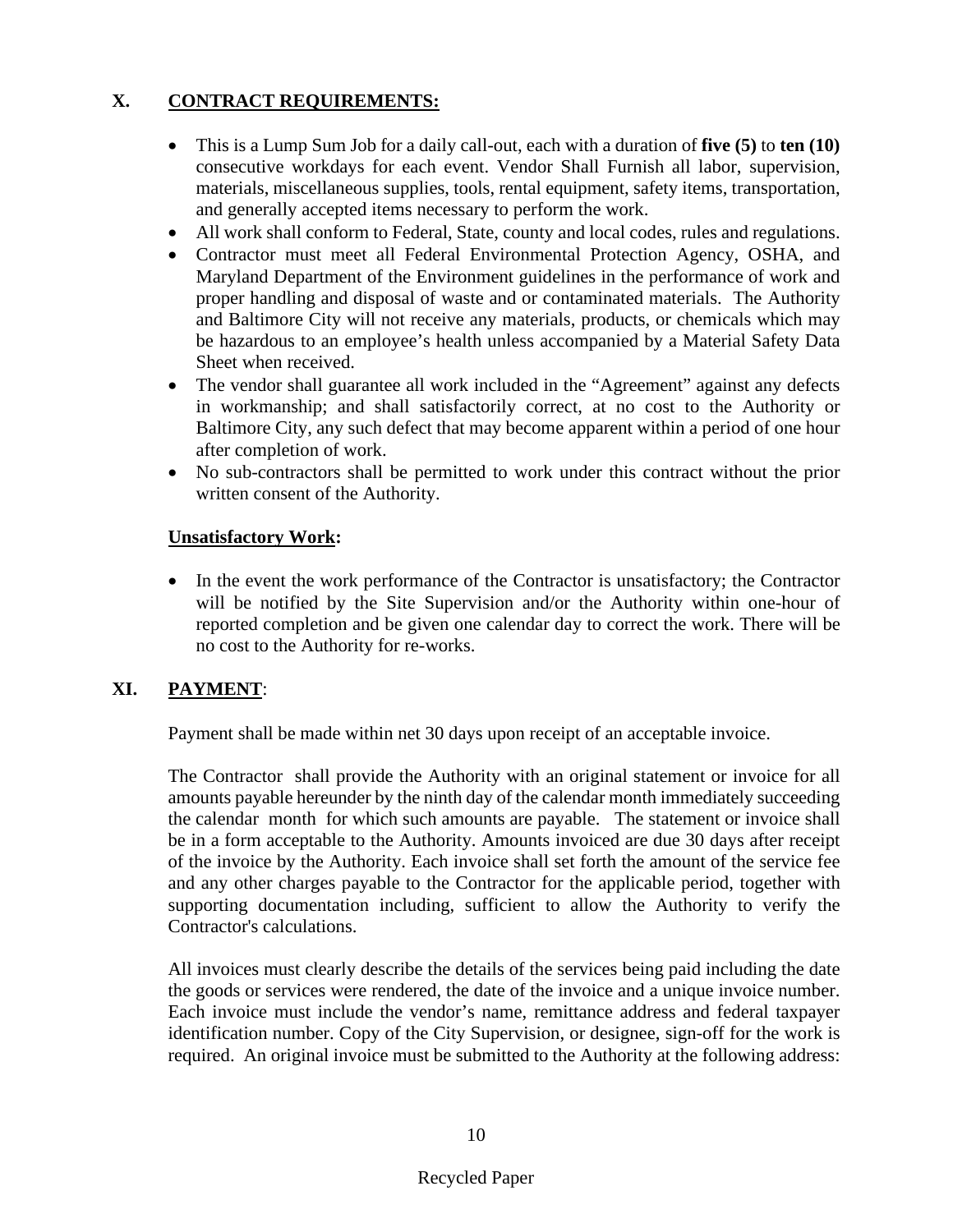## X. <u>CONTRACT REQUIREMENTS:</u>

- This is a Lump Sum Job for a daily call-out, each with a duration of **five (5)** to **ten (10)** consecutive workdays for each event. Vendor Shall Furnish all labor, supervision, materials, miscellaneous supplies, tools, rental equipment, safety items, transportation, and generally accepted items necessary to perform the work.
- All work shall conform to Federal, State, county and local codes, rules and regulations.
- Contractor must meet all Federal Environmental Protection Agency, OSHA, and Maryland Department of the Environment guidelines in the performance of work and proper handling and disposal of waste and or contaminated materials. The Authority and Baltimore City will not receive any materials, products, or chemicals which may be hazardous to an employee's health unless accompanied by a Material Safety Data Sheet when received.
- The vendor shall guarantee all work included in the "Agreement" against any defects in workmanship; and shall satisfactorily correct, at no cost to the Authority or Baltimore City, any such defect that may become apparent within a period of one hour after completion of work.
- No sub-contractors shall be permitted to work under this contract without the prior written consent of the Authority.

### <u>Unsatisfactory Work</u>:

- In the event the work performance of the Contractor is unsatisfactory; the Contractor will be notified by the Site Supervision and/or the Authority within one-hour of reported completion and be given one calendar day to correct the work. There will be no cost to the Authority for re-works.

## XI. <u>PAYMENT</u>:

Payment shall be made within net 30 days upon receipt of an acceptable invoice.

The Contractor shall provide the Authority with an original statement or invoice for all amounts payable hereunder by the ninth day of the calendar month immediately succeeding the calendar month for which such amounts are payable. The statement or invoice shall be in a form acceptable to the Authority. Amounts invoiced are due 30 days after receipt of the invoice by the Authority. Each invoice shall set forth the amount of the service fee and any other charges payable to the Contractor for the applicable period, together with supporting documentation including, sufficient to allow the Authority to verify the Contractor's calculations.

All invoices must clearly describe the details of the services being paid including the date the goods or services were rendered, the date of the invoice and a unique invoice number. Each invoice must include the vendor's name, remittance address and federal taxpayer identification number. Copy of the City Supervision, or designee, sign-off for the work is required. An original invoice must be submitted to the Authority at the following address: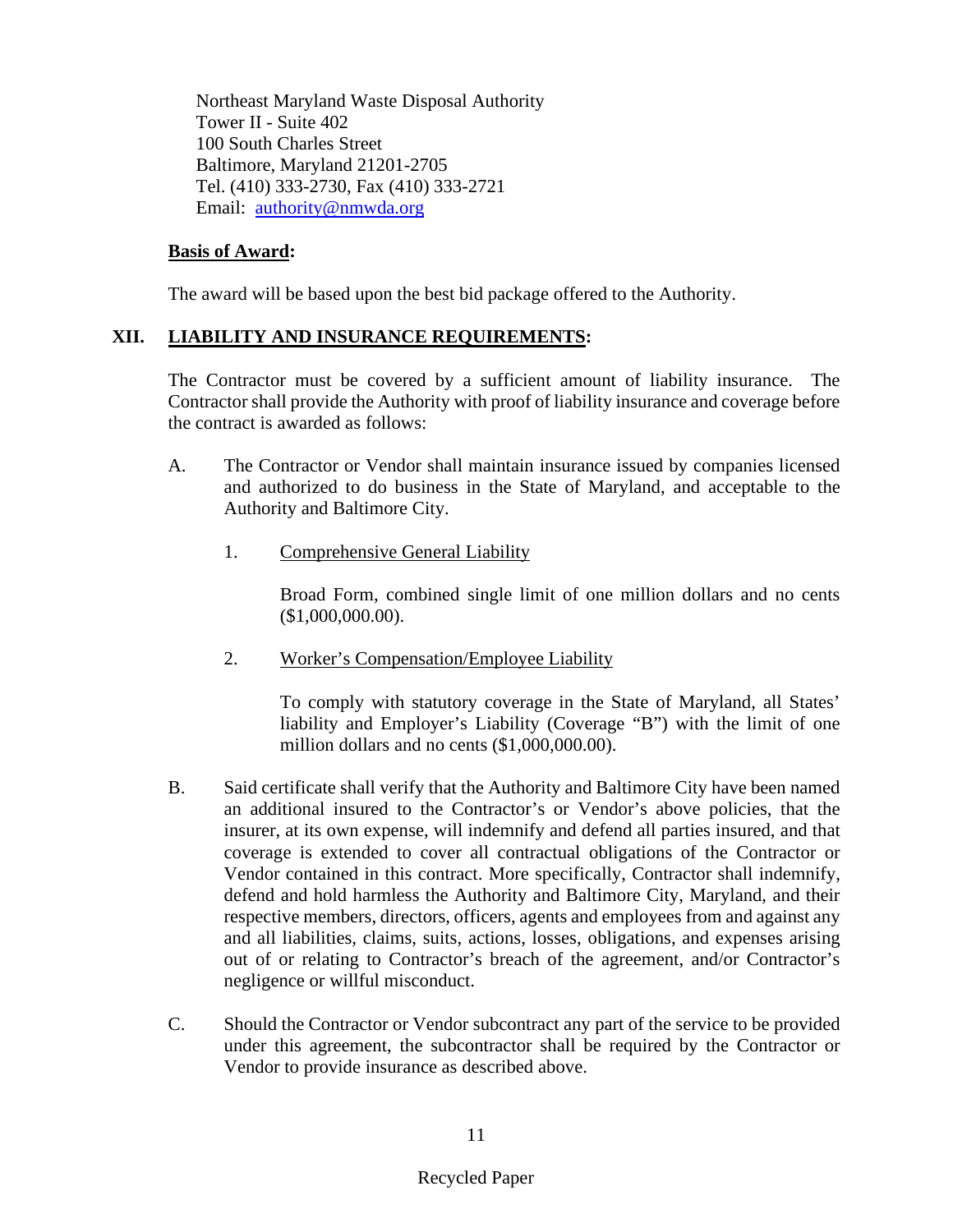Northeast Maryland Waste Disposal Authority
Tower II - Suite 402
100 South Charles Street
Baltimore, Maryland 21201-2705
Tel. (410) 333-2730, Fax (410) 333-2721
Email: [authority@nmwda.org](mailto:authority@nmwda.org)

**Basis of Award:**

The award will be based upon the best bid package offered to the Authority.

## XII. LIABILITY AND INSURANCE REQUIREMENTS:

The Contractor must be covered by a sufficient amount of liability insurance. The Contractor shall provide the Authority with proof of liability insurance and coverage before the contract is awarded as follows:

A. The Contractor or Vendor shall maintain insurance issued by companies licensed and authorized to do business in the State of Maryland, and acceptable to the Authority and Baltimore City.

1. Comprehensive General Liability

   Broad Form, combined single limit of one million dollars and no cents ($1,000,000.00).

2. Worker's Compensation/Employee Liability

   To comply with statutory coverage in the State of Maryland, all States' liability and Employer's Liability (Coverage "B") with the limit of one million dollars and no cents ($1,000,000.00).

B. Said certificate shall verify that the Authority and Baltimore City have been named an additional insured to the Contractor's or Vendor's above policies, that the insurer, at its own expense, will indemnify and defend all parties insured, and that coverage is extended to cover all contractual obligations of the Contractor or Vendor contained in this contract. More specifically, Contractor shall indemnify, defend and hold harmless the Authority and Baltimore City, Maryland, and their respective members, directors, officers, agents and employees from and against any and all liabilities, claims, suits, actions, losses, obligations, and expenses arising out of or relating to Contractor's breach of the agreement, and/or Contractor's negligence or willful misconduct.

C. Should the Contractor or Vendor subcontract any part of the service to be provided under this agreement, the subcontractor shall be required by the Contractor or Vendor to provide insurance as described above.

Recycled Paper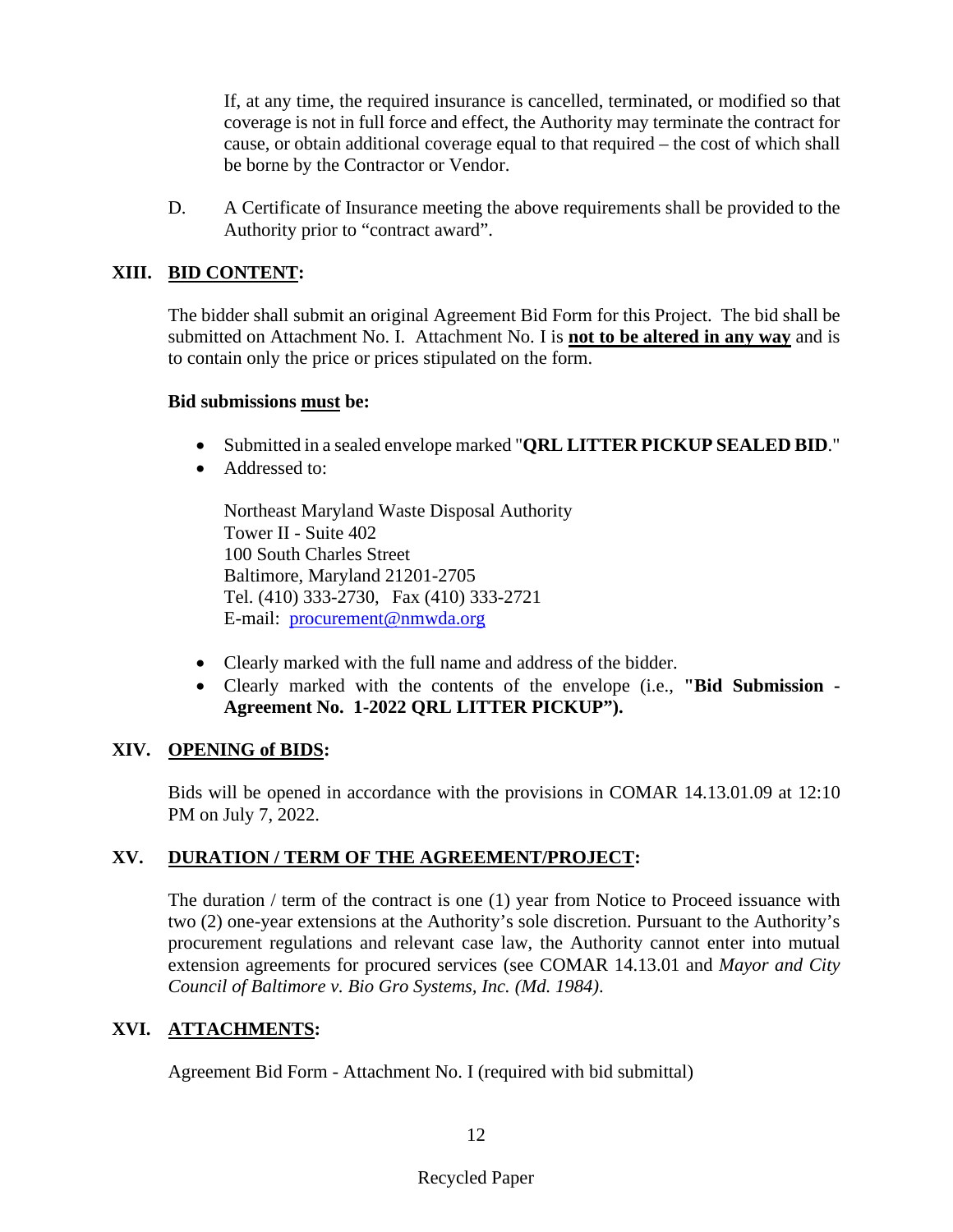If, at any time, the required insurance is cancelled, terminated, or modified so that coverage is not in full force and effect, the Authority may terminate the contract for cause, or obtain additional coverage equal to that required – the cost of which shall be borne by the Contractor or Vendor.

D. A Certificate of Insurance meeting the above requirements shall be provided to the Authority prior to "contract award".

## XIII. BID CONTENT:

The bidder shall submit an original Agreement Bid Form for this Project. The bid shall be submitted on Attachment No. I. Attachment No. I is **not to be altered in any way** and is to contain only the price or prices stipulated on the form.

**Bid submissions must be:**

- Submitted in a sealed envelope marked "**QRL LITTER PICKUP SEALED BID**."
- Addressed to:

  Northeast Maryland Waste Disposal Authority
  Tower II - Suite 402
  100 South Charles Street
  Baltimore, Maryland 21201-2705
  Tel. (410) 333-2730, Fax (410) 333-2721
  E-mail: procurement@nmwda.org

- Clearly marked with the full name and address of the bidder.
- Clearly marked with the contents of the envelope (i.e., **"Bid Submission - Agreement No. 1-2022 QRL LITTER PICKUP").**

## XIV. OPENING of BIDS:

Bids will be opened in accordance with the provisions in COMAR 14.13.01.09 at 12:10 PM on July 7, 2022.

## XV. DURATION / TERM OF THE AGREEMENT/PROJECT:

The duration / term of the contract is one (1) year from Notice to Proceed issuance with two (2) one-year extensions at the Authority's sole discretion. Pursuant to the Authority's procurement regulations and relevant case law, the Authority cannot enter into mutual extension agreements for procured services (see COMAR 14.13.01 and *Mayor and City Council of Baltimore v. Bio Gro Systems, Inc. (Md. 1984)*.

## XVI. ATTACHMENTS:

Agreement Bid Form - Attachment No. I (required with bid submittal)

Recycled Paper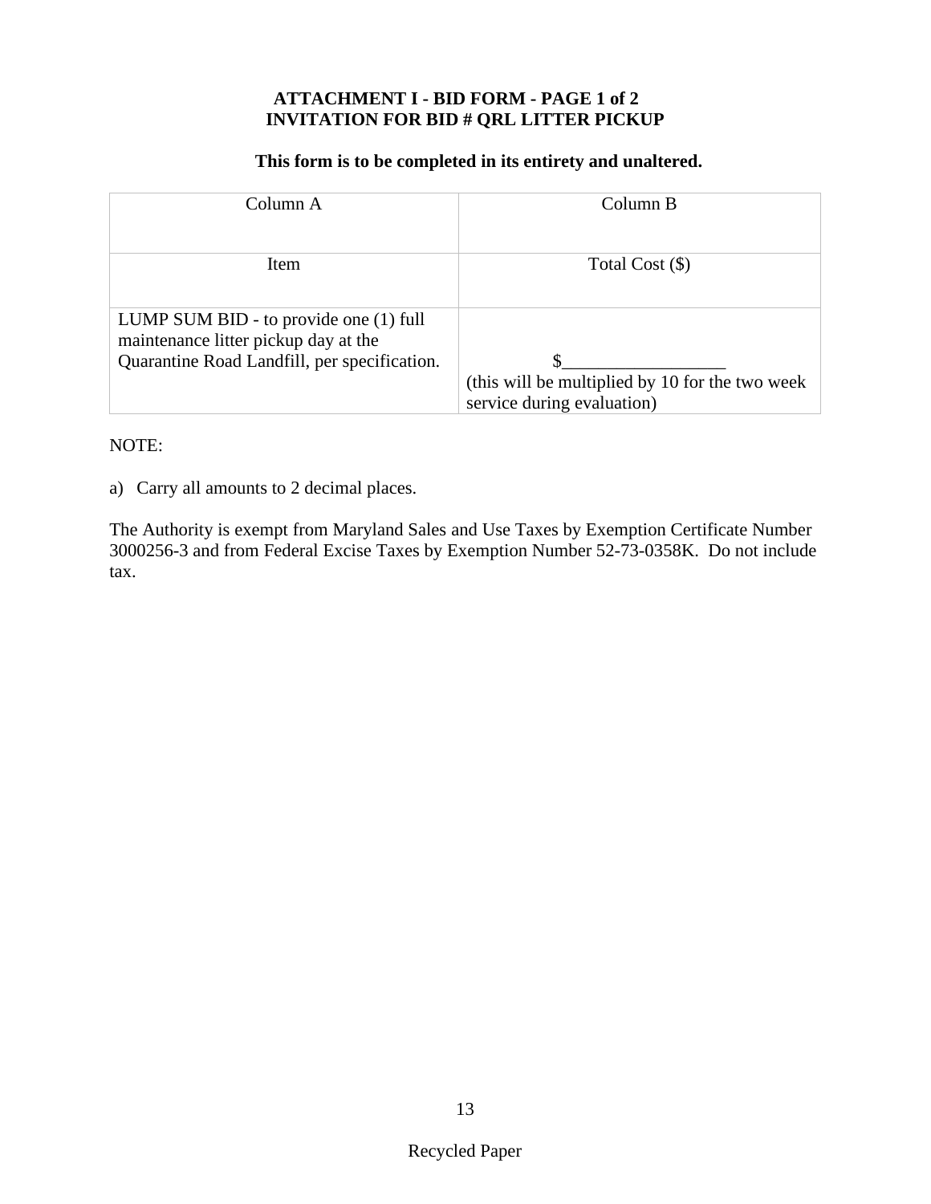**ATTACHMENT I - BID FORM - PAGE 1 of 2**
**INVITATION FOR BID # QRL LITTER PICKUP**

**This form is to be completed in its entirety and unaltered.**

| Column A | Column B |
|---|---|
| Item | Total Cost ($) |
| LUMP SUM BID - to provide one (1) full maintenance litter pickup day at the Quarantine Road Landfill, per specification. | $_________________ (this will be multiplied by 10 for the two week service during evaluation) |

NOTE:

a) Carry all amounts to 2 decimal places.

The Authority is exempt from Maryland Sales and Use Taxes by Exemption Certificate Number 3000256-3 and from Federal Excise Taxes by Exemption Number 52-73-0358K. Do not include tax.

Recycled Paper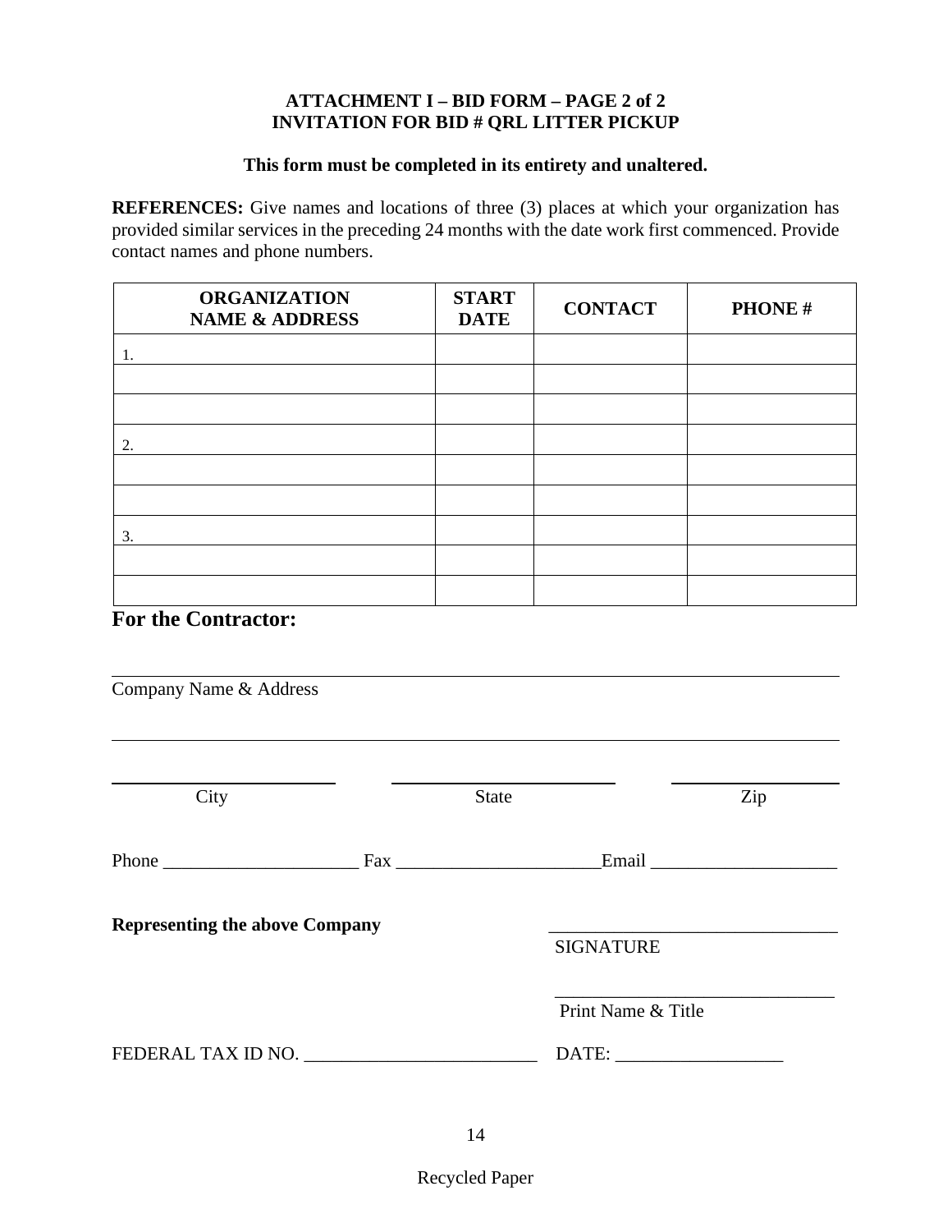**ATTACHMENT I – BID FORM – PAGE 2 of 2**
**INVITATION FOR BID # QRL LITTER PICKUP**

**This form must be completed in its entirety and unaltered.**

**REFERENCES:** Give names and locations of three (3) places at which your organization has provided similar services in the preceding 24 months with the date work first commenced. Provide contact names and phone numbers.

| ORGANIZATION NAME & ADDRESS | START DATE | CONTACT | PHONE # |
|---|---|---|---|
| 1. | | | |
| | | | |
| | | | |
| 2. | | | |
| | | | |
| | | | |
| 3. | | | |
| | | | |
| | | | |

## For the Contractor:

\_\_\_\_\_\_\_\_\_\_\_\_\_\_\_\_\_\_\_\_\_\_\_\_\_\_\_\_\_\_\_\_\_\_\_\_\_\_\_\_\_\_\_\_\_\_\_\_\_\_\_\_\_\_\_\_\_\_
Company Name & Address

\_\_\_\_\_\_\_\_\_\_\_\_\_\_\_\_\_\_\_\_\_\_\_\_\_\_\_\_\_\_\_\_\_\_\_\_\_\_\_\_\_\_\_\_\_\_\_\_\_\_\_\_\_\_\_\_\_\_

\_\_\_\_\_\_\_\_\_\_\_\_\_\_\_\_\_\_ \_\_\_\_\_\_\_\_\_\_\_\_\_\_\_\_\_\_ \_\_\_\_\_\_\_\_\_\_\_\_\_\_
City State Zip

Phone \_\_\_\_\_\_\_\_\_\_\_\_\_\_\_\_\_\_\_\_\_ Fax \_\_\_\_\_\_\_\_\_\_\_\_\_\_\_\_\_\_\_\_\_\_Email \_\_\_\_\_\_\_\_\_\_\_\_\_\_\_\_\_\_\_\_

**Representing the above Company** \_\_\_\_\_\_\_\_\_\_\_\_\_\_\_\_\_\_\_\_\_\_\_\_\_\_\_\_\_\_\_
SIGNATURE

\_\_\_\_\_\_\_\_\_\_\_\_\_\_\_\_\_\_\_\_\_\_\_\_\_\_\_\_\_\_
Print Name & Title

FEDERAL TAX ID NO. \_\_\_\_\_\_\_\_\_\_\_\_\_\_\_\_\_\_\_\_\_\_\_\_\_ DATE: \_\_\_\_\_\_\_\_\_\_\_\_\_\_\_\_\_\_

Recycled Paper